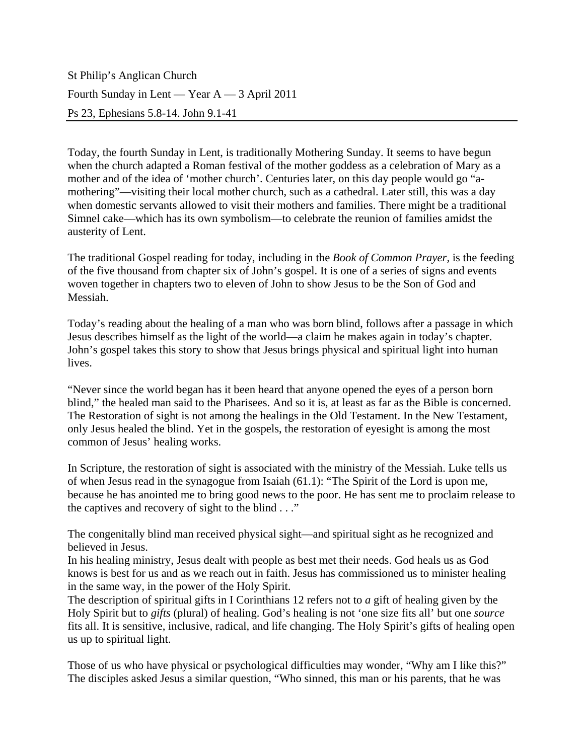St Philip's Anglican Church

Fourth Sunday in Lent — Year A — 3 April 2011

Ps 23, Ephesians 5.8-14. John 9.1-41

---

Today, the fourth Sunday in Lent, is traditionally Mothering Sunday. It seems to have begun when the church adapted a Roman festival of the mother goddess as a celebration of Mary as a mother and of the idea of 'mother church'. Centuries later, on this day people would go "a-mothering"—visiting their local mother church, such as a cathedral. Later still, this was a day when domestic servants allowed to visit their mothers and families. There might be a traditional Simnel cake—which has its own symbolism—to celebrate the reunion of families amidst the austerity of Lent.

The traditional Gospel reading for today, including in the *Book of Common Prayer*, is the feeding of the five thousand from chapter six of John's gospel. It is one of a series of signs and events woven together in chapters two to eleven of John to show Jesus to be the Son of God and Messiah.

Today's reading about the healing of a man who was born blind, follows after a passage in which Jesus describes himself as the light of the world—a claim he makes again in today's chapter. John's gospel takes this story to show that Jesus brings physical and spiritual light into human lives.

"Never since the world began has it been heard that anyone opened the eyes of a person born blind," the healed man said to the Pharisees. And so it is, at least as far as the Bible is concerned. The Restoration of sight is not among the healings in the Old Testament. In the New Testament, only Jesus healed the blind. Yet in the gospels, the restoration of eyesight is among the most common of Jesus' healing works.

In Scripture, the restoration of sight is associated with the ministry of the Messiah. Luke tells us of when Jesus read in the synagogue from Isaiah (61.1): "The Spirit of the Lord is upon me, because he has anointed me to bring good news to the poor. He has sent me to proclaim release to the captives and recovery of sight to the blind . . ."

The congenitally blind man received physical sight—and spiritual sight as he recognized and believed in Jesus.

In his healing ministry, Jesus dealt with people as best met their needs. God heals us as God knows is best for us and as we reach out in faith. Jesus has commissioned us to minister healing in the same way, in the power of the Holy Spirit.

The description of spiritual gifts in I Corinthians 12 refers not to *a* gift of healing given by the Holy Spirit but to *gifts* (plural) of healing. God's healing is not 'one size fits all' but one *source* fits all. It is sensitive, inclusive, radical, and life changing. The Holy Spirit's gifts of healing open us up to spiritual light.

Those of us who have physical or psychological difficulties may wonder, "Why am I like this?" The disciples asked Jesus a similar question, "Who sinned, this man or his parents, that he was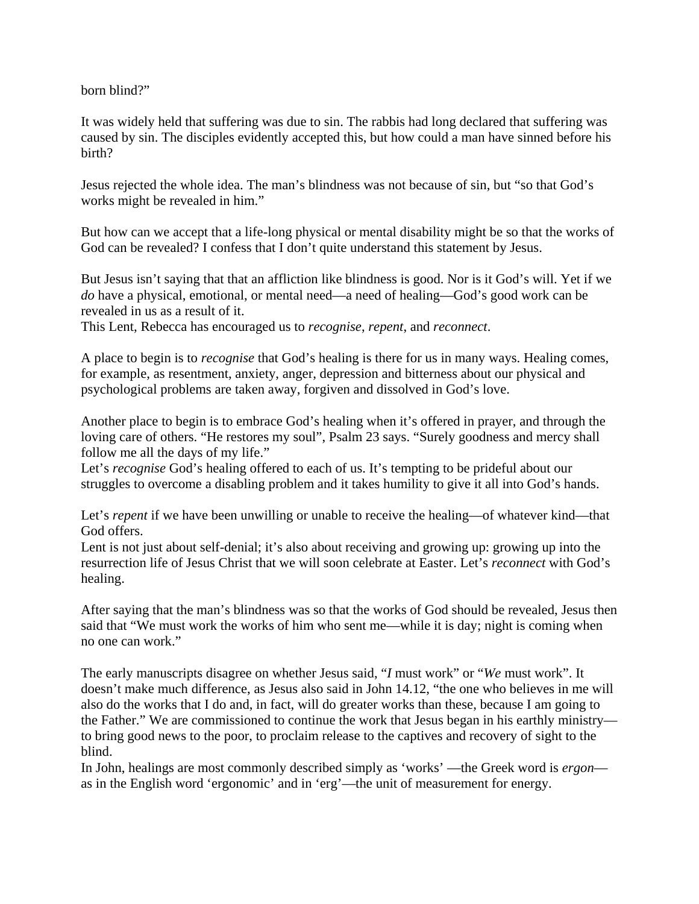born blind?"

It was widely held that suffering was due to sin. The rabbis had long declared that suffering was caused by sin. The disciples evidently accepted this, but how could a man have sinned before his birth?

Jesus rejected the whole idea. The man's blindness was not because of sin, but "so that God's works might be revealed in him."

But how can we accept that a life-long physical or mental disability might be so that the works of God can be revealed? I confess that I don't quite understand this statement by Jesus.

But Jesus isn't saying that that an affliction like blindness is good. Nor is it God's will. Yet if we *do* have a physical, emotional, or mental need—a need of healing—God's good work can be revealed in us as a result of it.
This Lent, Rebecca has encouraged us to *recognise*, *repent*, and *reconnect*.

A place to begin is to *recognise* that God's healing is there for us in many ways. Healing comes, for example, as resentment, anxiety, anger, depression and bitterness about our physical and psychological problems are taken away, forgiven and dissolved in God's love.

Another place to begin is to embrace God's healing when it's offered in prayer, and through the loving care of others. "He restores my soul", Psalm 23 says. "Surely goodness and mercy shall follow me all the days of my life."
Let's *recognise* God's healing offered to each of us. It's tempting to be prideful about our struggles to overcome a disabling problem and it takes humility to give it all into God's hands.

Let's *repent* if we have been unwilling or unable to receive the healing—of whatever kind—that God offers.
Lent is not just about self-denial; it's also about receiving and growing up: growing up into the resurrection life of Jesus Christ that we will soon celebrate at Easter. Let's *reconnect* with God's healing.

After saying that the man's blindness was so that the works of God should be revealed, Jesus then said that "We must work the works of him who sent me—while it is day; night is coming when no one can work."

The early manuscripts disagree on whether Jesus said, "*I* must work" or "*We* must work". It doesn't make much difference, as Jesus also said in John 14.12, "the one who believes in me will also do the works that I do and, in fact, will do greater works than these, because I am going to the Father." We are commissioned to continue the work that Jesus began in his earthly ministry—to bring good news to the poor, to proclaim release to the captives and recovery of sight to the blind.
In John, healings are most commonly described simply as 'works' —the Greek word is *ergon*—as in the English word 'ergonomic' and in 'erg'—the unit of measurement for energy.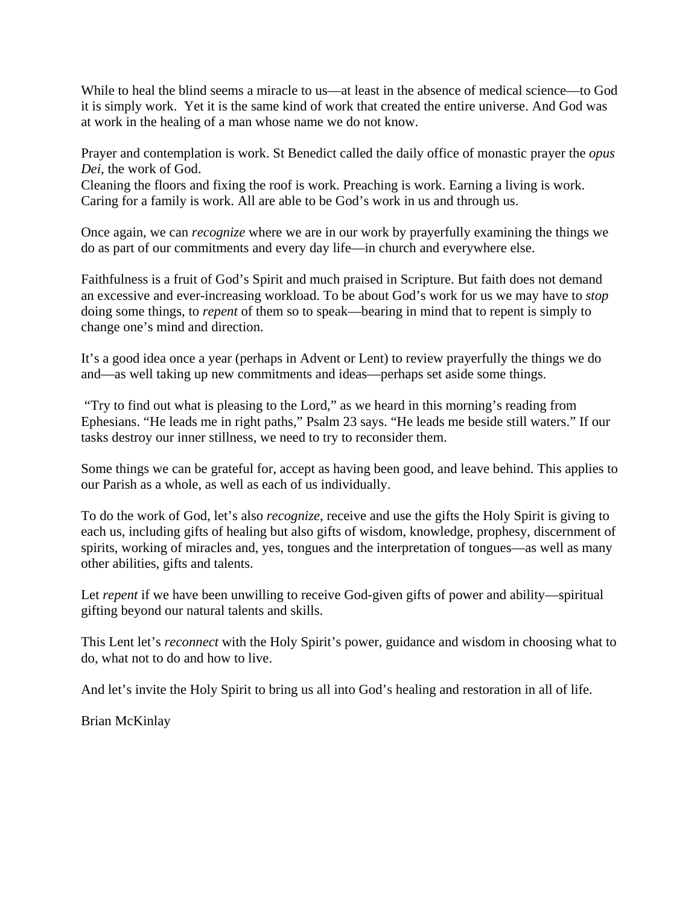While to heal the blind seems a miracle to us—at least in the absence of medical science—to God it is simply work. Yet it is the same kind of work that created the entire universe. And God was at work in the healing of a man whose name we do not know.

Prayer and contemplation is work. St Benedict called the daily office of monastic prayer the *opus Dei*, the work of God.
Cleaning the floors and fixing the roof is work. Preaching is work. Earning a living is work. Caring for a family is work. All are able to be God's work in us and through us.

Once again, we can *recognize* where we are in our work by prayerfully examining the things we do as part of our commitments and every day life—in church and everywhere else.

Faithfulness is a fruit of God's Spirit and much praised in Scripture. But faith does not demand an excessive and ever-increasing workload. To be about God's work for us we may have to *stop* doing some things, to *repent* of them so to speak—bearing in mind that to repent is simply to change one's mind and direction.

It's a good idea once a year (perhaps in Advent or Lent) to review prayerfully the things we do and—as well taking up new commitments and ideas—perhaps set aside some things.

"Try to find out what is pleasing to the Lord," as we heard in this morning's reading from Ephesians. "He leads me in right paths," Psalm 23 says. "He leads me beside still waters." If our tasks destroy our inner stillness, we need to try to reconsider them.

Some things we can be grateful for, accept as having been good, and leave behind. This applies to our Parish as a whole, as well as each of us individually.

To do the work of God, let's also *recognize*, receive and use the gifts the Holy Spirit is giving to each us, including gifts of healing but also gifts of wisdom, knowledge, prophesy, discernment of spirits, working of miracles and, yes, tongues and the interpretation of tongues—as well as many other abilities, gifts and talents.

Let *repent* if we have been unwilling to receive God-given gifts of power and ability—spiritual gifting beyond our natural talents and skills.

This Lent let's *reconnect* with the Holy Spirit's power, guidance and wisdom in choosing what to do, what not to do and how to live.

And let's invite the Holy Spirit to bring us all into God's healing and restoration in all of life.

Brian McKinlay